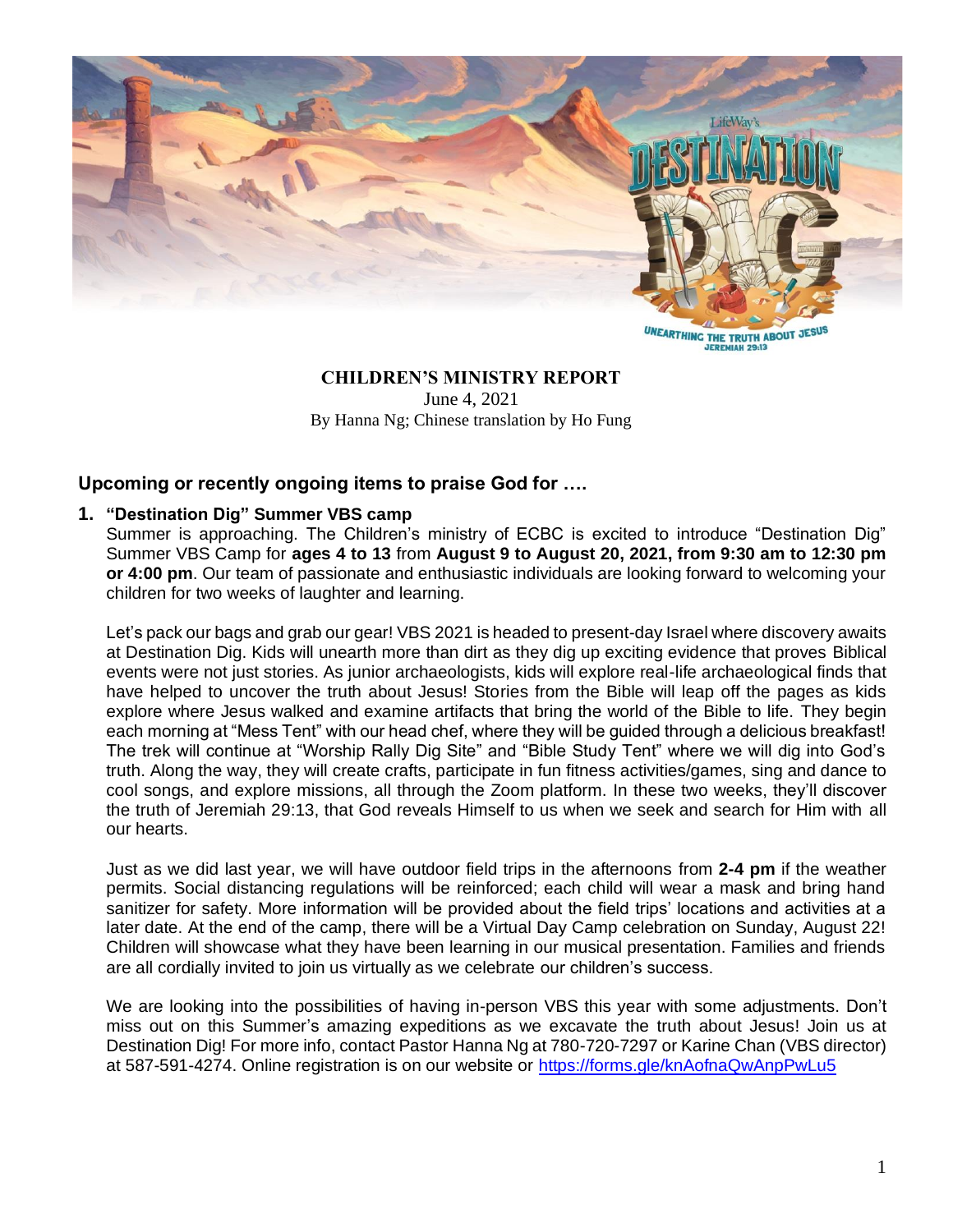# CHILDREN'S MINISTRY REPORT

June 4, 2021

By Hanna Ng; Chinese translation by Ho Fung

## Upcoming or recently ongoing items to praise God for ….

### 1. "Destination Dig" Summer VBS camp

Summer is approaching. The Children's ministry of ECBC is excited to introduce "Destination Dig" Summer VBS Camp for **ages 4 to 13** from **August 9 to August 20, 2021, from 9:30 am to 12:30 pm or 4:00 pm**. Our team of passionate and enthusiastic individuals are looking forward to welcoming your children for two weeks of laughter and learning.

Let's pack our bags and grab our gear! VBS 2021 is headed to present-day Israel where discovery awaits at Destination Dig. Kids will unearth more than dirt as they dig up exciting evidence that proves Biblical events were not just stories. As junior archaeologists, kids will explore real-life archaeological finds that have helped to uncover the truth about Jesus! Stories from the Bible will leap off the pages as kids explore where Jesus walked and examine artifacts that bring the world of the Bible to life. They begin each morning at "Mess Tent" with our head chef, where they will be guided through a delicious breakfast! The trek will continue at "Worship Rally Dig Site" and "Bible Study Tent" where we will dig into God's truth. Along the way, they will create crafts, participate in fun fitness activities/games, sing and dance to cool songs, and explore missions, all through the Zoom platform. In these two weeks, they'll discover the truth of Jeremiah 29:13, that God reveals Himself to us when we seek and search for Him with all our hearts.

Just as we did last year, we will have outdoor field trips in the afternoons from **2-4 pm** if the weather permits. Social distancing regulations will be reinforced; each child will wear a mask and bring hand sanitizer for safety. More information will be provided about the field trips' locations and activities at a later date. At the end of the camp, there will be a Virtual Day Camp celebration on Sunday, August 22! Children will showcase what they have been learning in our musical presentation. Families and friends are all cordially invited to join us virtually as we celebrate our children's success.

We are looking into the possibilities of having in-person VBS this year with some adjustments. Don't miss out on this Summer's amazing expeditions as we excavate the truth about Jesus! Join us at Destination Dig! For more info, contact Pastor Hanna Ng at 780-720-7297 or Karine Chan (VBS director) at 587-591-4274. Online registration is on our website or https://forms.gle/knAofnaQwAnpPwLu5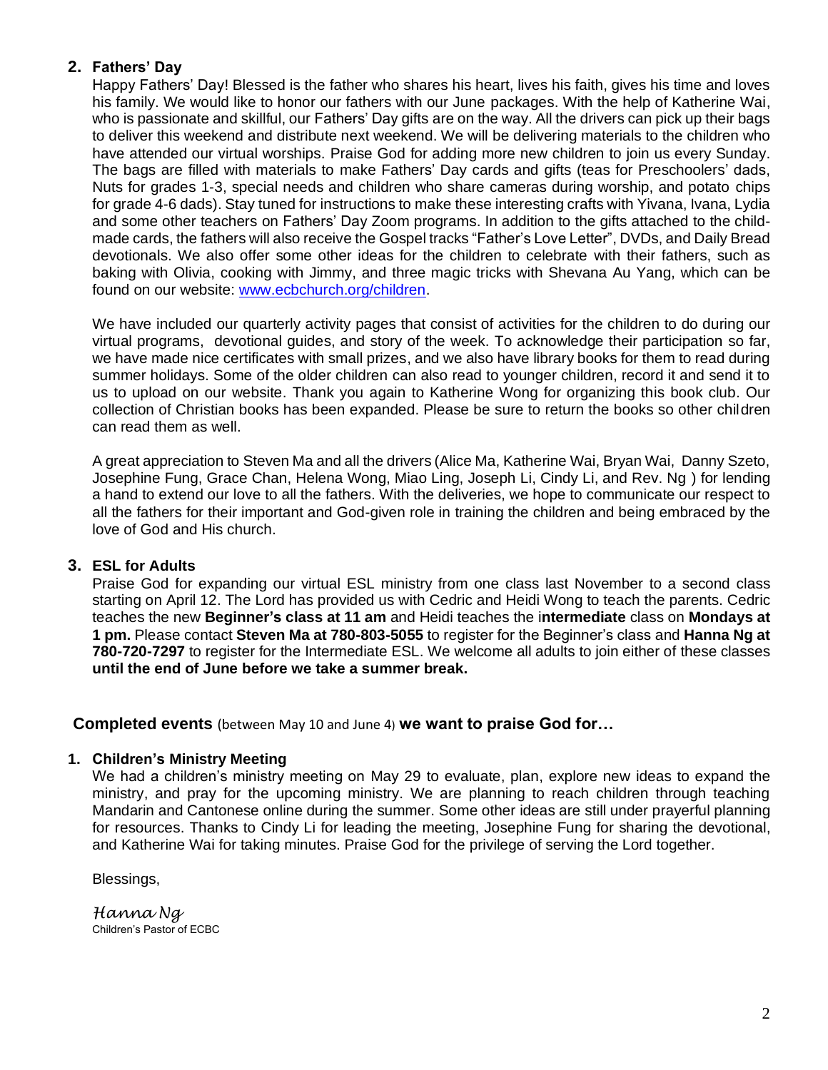## 2. Fathers' Day

Happy Fathers' Day! Blessed is the father who shares his heart, lives his faith, gives his time and loves his family. We would like to honor our fathers with our June packages. With the help of Katherine Wai, who is passionate and skillful, our Fathers' Day gifts are on the way. All the drivers can pick up their bags to deliver this weekend and distribute next weekend. We will be delivering materials to the children who have attended our virtual worships. Praise God for adding more new children to join us every Sunday. The bags are filled with materials to make Fathers' Day cards and gifts (teas for Preschoolers' dads, Nuts for grades 1-3, special needs and children who share cameras during worship, and potato chips for grade 4-6 dads). Stay tuned for instructions to make these interesting crafts with Yivana, Ivana, Lydia and some other teachers on Fathers' Day Zoom programs. In addition to the gifts attached to the child-made cards, the fathers will also receive the Gospel tracks "Father's Love Letter", DVDs, and Daily Bread devotionals. We also offer some other ideas for the children to celebrate with their fathers, such as baking with Olivia, cooking with Jimmy, and three magic tricks with Shevana Au Yang, which can be found on our website: [www.ecbchurch.org/children](www.ecbchurch.org/children).

We have included our quarterly activity pages that consist of activities for the children to do during our virtual programs, devotional guides, and story of the week. To acknowledge their participation so far, we have made nice certificates with small prizes, and we also have library books for them to read during summer holidays. Some of the older children can also read to younger children, record it and send it to us to upload on our website. Thank you again to Katherine Wong for organizing this book club. Our collection of Christian books has been expanded. Please be sure to return the books so other children can read them as well.

A great appreciation to Steven Ma and all the drivers (Alice Ma, Katherine Wai, Bryan Wai, Danny Szeto, Josephine Fung, Grace Chan, Helena Wong, Miao Ling, Joseph Li, Cindy Li, and Rev. Ng ) for lending a hand to extend our love to all the fathers. With the deliveries, we hope to communicate our respect to all the fathers for their important and God-given role in training the children and being embraced by the love of God and His church.

## 3. ESL for Adults

Praise God for expanding our virtual ESL ministry from one class last November to a second class starting on April 12. The Lord has provided us with Cedric and Heidi Wong to teach the parents. Cedric teaches the new **Beginner's class at 11 am** and Heidi teaches the i**ntermediate** class on **Mondays at 1 pm.** Please contact **Steven Ma at 780-803-5055** to register for the Beginner's class and **Hanna Ng at 780-720-7297** to register for the Intermediate ESL. We welcome all adults to join either of these classes **until the end of June before we take a summer break.**

## Completed events (between May 10 and June 4) we want to praise God for…

### 1. Children's Ministry Meeting

We had a children's ministry meeting on May 29 to evaluate, plan, explore new ideas to expand the ministry, and pray for the upcoming ministry. We are planning to reach children through teaching Mandarin and Cantonese online during the summer. Some other ideas are still under prayerful planning for resources. Thanks to Cindy Li for leading the meeting, Josephine Fung for sharing the devotional, and Katherine Wai for taking minutes. Praise God for the privilege of serving the Lord together.

Blessings,

*Hanna Ng*
Children's Pastor of ECBC